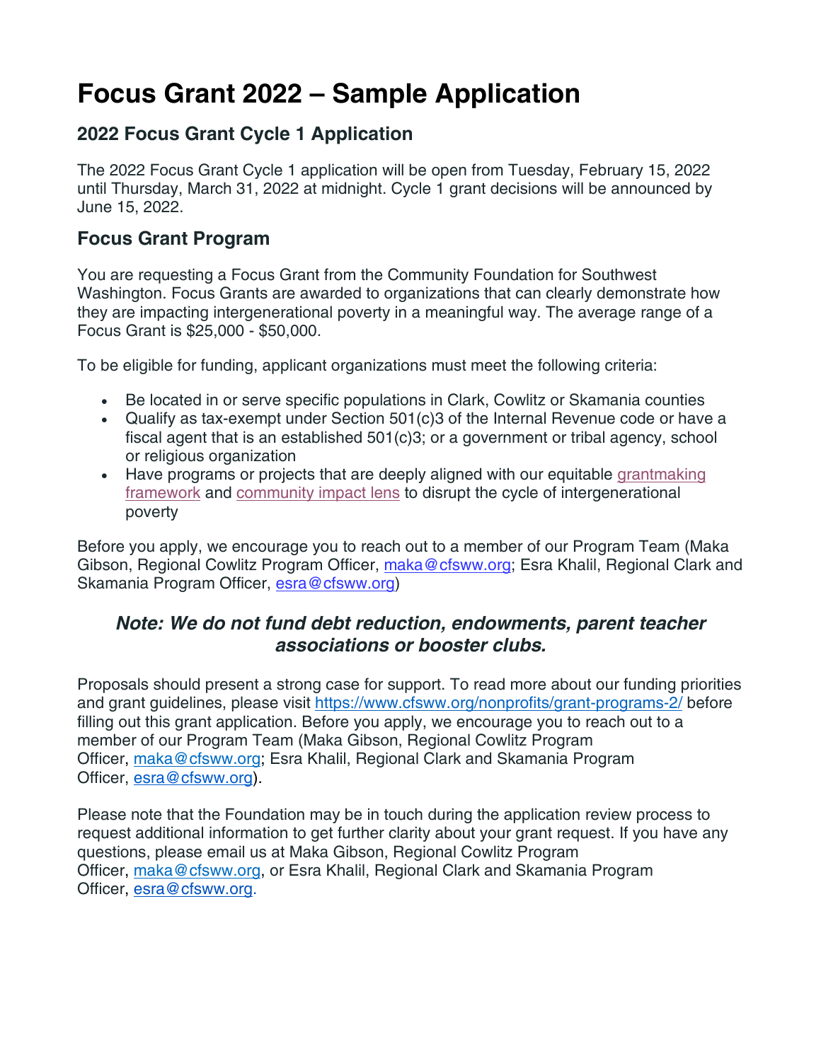# Focus Grant 2022 – Sample Application

## 2022 Focus Grant Cycle 1 Application

The 2022 Focus Grant Cycle 1 application will be open from Tuesday, February 15, 2022 until Thursday, March 31, 2022 at midnight. Cycle 1 grant decisions will be announced by June 15, 2022.

## Focus Grant Program

You are requesting a Focus Grant from the Community Foundation for Southwest Washington. Focus Grants are awarded to organizations that can clearly demonstrate how they are impacting intergenerational poverty in a meaningful way. The average range of a Focus Grant is $25,000 - $50,000.

To be eligible for funding, applicant organizations must meet the following criteria:

- Be located in or serve specific populations in Clark, Cowlitz or Skamania counties
- Qualify as tax-exempt under Section 501(c)3 of the Internal Revenue code or have a fiscal agent that is an established 501(c)3; or a government or tribal agency, school or religious organization
- Have programs or projects that are deeply aligned with our equitable grantmaking framework and community impact lens to disrupt the cycle of intergenerational poverty

Before you apply, we encourage you to reach out to a member of our Program Team (Maka Gibson, Regional Cowlitz Program Officer, maka@cfsww.org; Esra Khalil, Regional Clark and Skamania Program Officer, esra@cfsww.org)

***Note: We do not fund debt reduction, endowments, parent teacher associations or booster clubs.***

Proposals should present a strong case for support. To read more about our funding priorities and grant guidelines, please visit https://www.cfsww.org/nonprofits/grant-programs-2/ before filling out this grant application. Before you apply, we encourage you to reach out to a member of our Program Team (Maka Gibson, Regional Cowlitz Program Officer, maka@cfsww.org; Esra Khalil, Regional Clark and Skamania Program Officer, esra@cfsww.org).

Please note that the Foundation may be in touch during the application review process to request additional information to get further clarity about your grant request. If you have any questions, please email us at Maka Gibson, Regional Cowlitz Program Officer, maka@cfsww.org, or Esra Khalil, Regional Clark and Skamania Program Officer, esra@cfsww.org.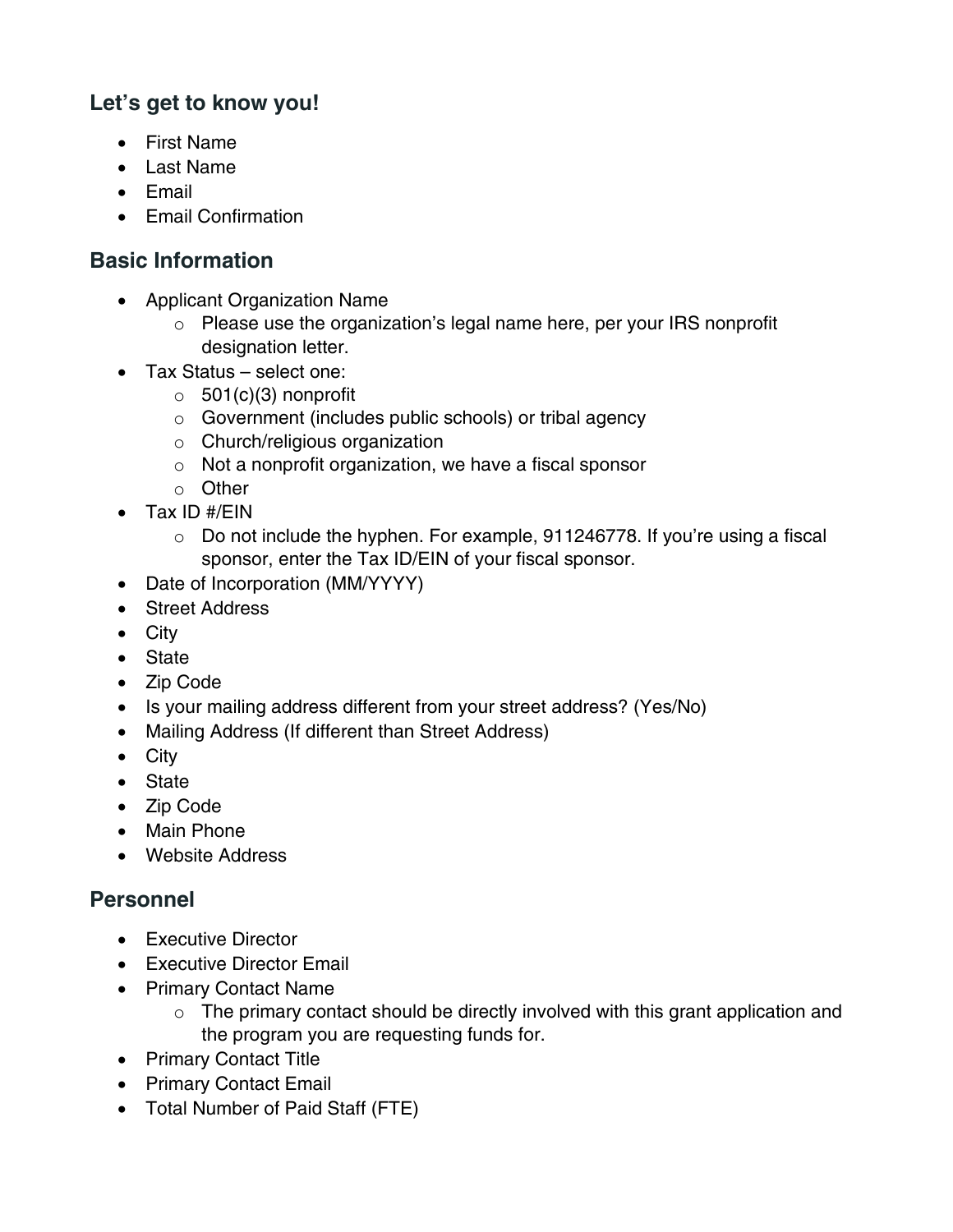## Let's get to know you!

- First Name
- Last Name
- Email
- Email Confirmation

## Basic Information

- Applicant Organization Name
  - Please use the organization's legal name here, per your IRS nonprofit designation letter.
- Tax Status – select one:
  - 501(c)(3) nonprofit
  - Government (includes public schools) or tribal agency
  - Church/religious organization
  - Not a nonprofit organization, we have a fiscal sponsor
  - Other
- Tax ID #/EIN
  - Do not include the hyphen. For example, 911246778. If you're using a fiscal sponsor, enter the Tax ID/EIN of your fiscal sponsor.
- Date of Incorporation (MM/YYYY)
- Street Address
- City
- State
- Zip Code
- Is your mailing address different from your street address? (Yes/No)
- Mailing Address (If different than Street Address)
- City
- State
- Zip Code
- Main Phone
- Website Address

## Personnel

- Executive Director
- Executive Director Email
- Primary Contact Name
  - The primary contact should be directly involved with this grant application and the program you are requesting funds for.
- Primary Contact Title
- Primary Contact Email
- Total Number of Paid Staff (FTE)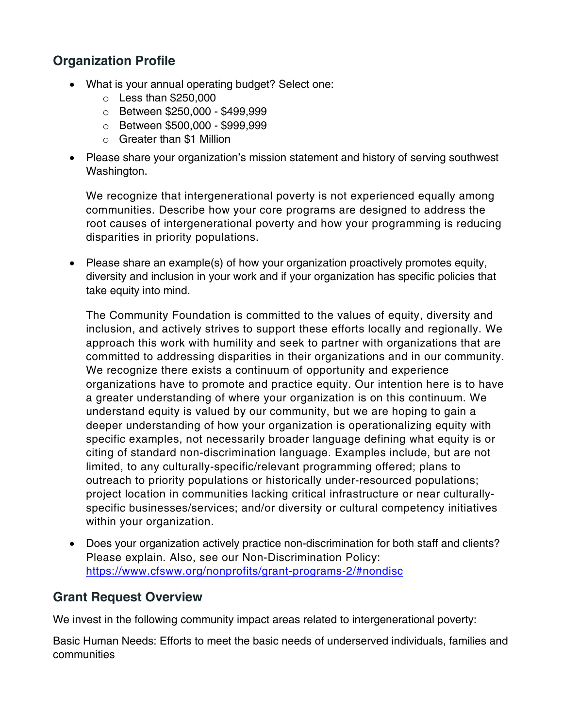## Organization Profile

- What is your annual operating budget? Select one:
    - Less than $250,000
    - Between $250,000 - $499,999
    - Between $500,000 - $999,999
    - Greater than $1 Million
- Please share your organization's mission statement and history of serving southwest Washington.

  We recognize that intergenerational poverty is not experienced equally among communities. Describe how your core programs are designed to address the root causes of intergenerational poverty and how your programming is reducing disparities in priority populations.

- Please share an example(s) of how your organization proactively promotes equity, diversity and inclusion in your work and if your organization has specific policies that take equity into mind.

  The Community Foundation is committed to the values of equity, diversity and inclusion, and actively strives to support these efforts locally and regionally. We approach this work with humility and seek to partner with organizations that are committed to addressing disparities in their organizations and in our community. We recognize there exists a continuum of opportunity and experience organizations have to promote and practice equity. Our intention here is to have a greater understanding of where your organization is on this continuum. We understand equity is valued by our community, but we are hoping to gain a deeper understanding of how your organization is operationalizing equity with specific examples, not necessarily broader language defining what equity is or citing of standard non-discrimination language. Examples include, but are not limited, to any culturally-specific/relevant programming offered; plans to outreach to priority populations or historically under-resourced populations; project location in communities lacking critical infrastructure or near culturally-specific businesses/services; and/or diversity or cultural competency initiatives within your organization.

- Does your organization actively practice non-discrimination for both staff and clients? Please explain. Also, see our Non-Discrimination Policy: [https://www.cfsww.org/nonprofits/grant-programs-2/#nondisc](https://www.cfsww.org/nonprofits/grant-programs-2/#nondisc)

## Grant Request Overview

We invest in the following community impact areas related to intergenerational poverty:

Basic Human Needs: Efforts to meet the basic needs of underserved individuals, families and communities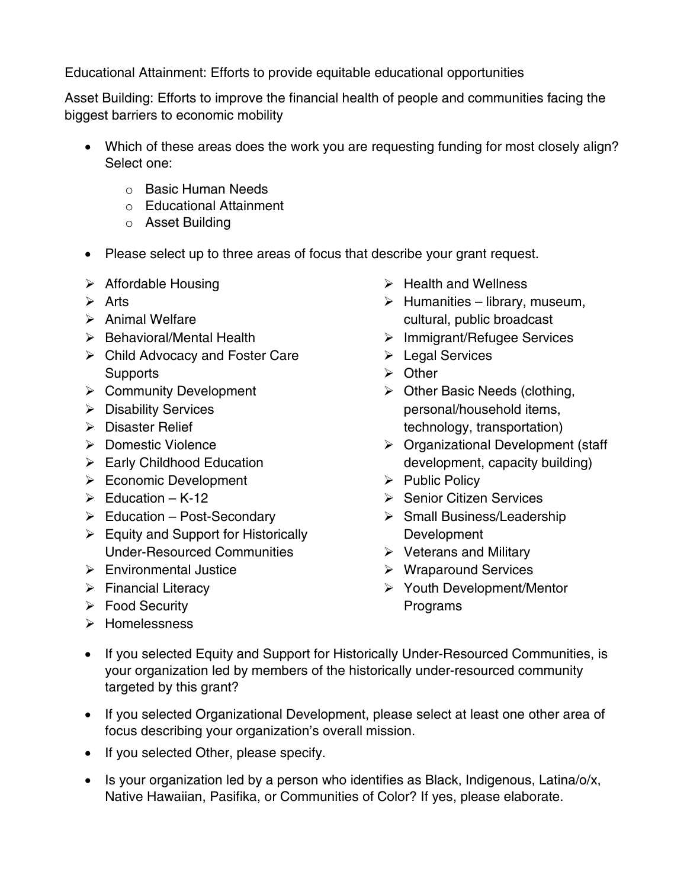Educational Attainment: Efforts to provide equitable educational opportunities

Asset Building: Efforts to improve the financial health of people and communities facing the biggest barriers to economic mobility

- Which of these areas does the work you are requesting funding for most closely align? Select one:
  - Basic Human Needs
  - Educational Attainment
  - Asset Building

- Please select up to three areas of focus that describe your grant request.

  - Affordable Housing
  - Arts
  - Animal Welfare
  - Behavioral/Mental Health
  - Child Advocacy and Foster Care Supports
  - Community Development
  - Disability Services
  - Disaster Relief
  - Domestic Violence
  - Early Childhood Education
  - Economic Development
  - Education – K-12
  - Education – Post-Secondary
  - Equity and Support for Historically Under-Resourced Communities
  - Environmental Justice
  - Financial Literacy
  - Food Security
  - Homelessness
  - Health and Wellness
  - Humanities – library, museum, cultural, public broadcast
  - Immigrant/Refugee Services
  - Legal Services
  - Other
  - Other Basic Needs (clothing, personal/household items, technology, transportation)
  - Organizational Development (staff development, capacity building)
  - Public Policy
  - Senior Citizen Services
  - Small Business/Leadership Development
  - Veterans and Military
  - Wraparound Services
  - Youth Development/Mentor Programs

- If you selected Equity and Support for Historically Under-Resourced Communities, is your organization led by members of the historically under-resourced community targeted by this grant?

- If you selected Organizational Development, please select at least one other area of focus describing your organization's overall mission.

- If you selected Other, please specify.

- Is your organization led by a person who identifies as Black, Indigenous, Latina/o/x, Native Hawaiian, Pasifika, or Communities of Color? If yes, please elaborate.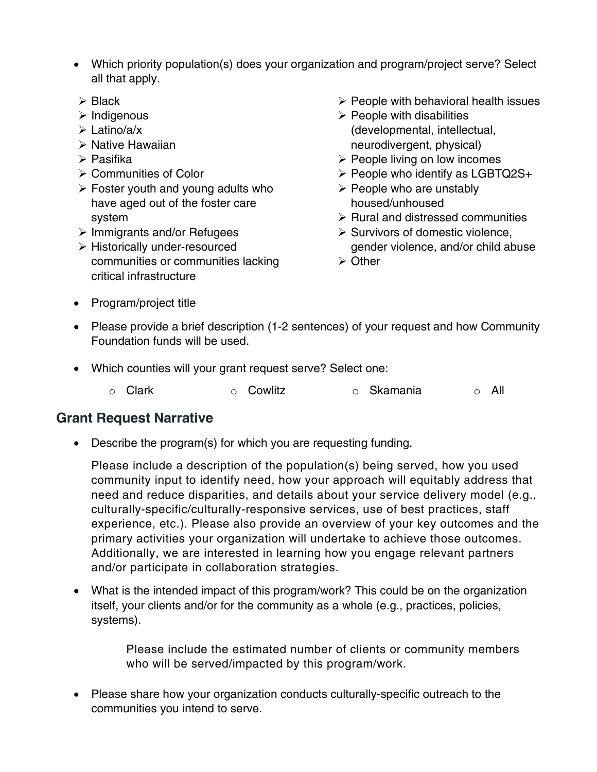- Which priority population(s) does your organization and program/project serve? Select all that apply.
  - Black
  - Indigenous
  - Latino/a/x
  - Native Hawaiian
  - Pasifika
  - Communities of Color
  - Foster youth and young adults who have aged out of the foster care system
  - Immigrants and/or Refugees
  - Historically under-resourced communities or communities lacking critical infrastructure
  - People with behavioral health issues
  - People with disabilities (developmental, intellectual, neurodivergent, physical)
  - People living on low incomes
  - People who identify as LGBTQ2S+
  - People who are unstably housed/unhoused
  - Rural and distressed communities
  - Survivors of domestic violence, gender violence, and/or child abuse
  - Other
- Program/project title
- Please provide a brief description (1-2 sentences) of your request and how Community Foundation funds will be used.
- Which counties will your grant request serve? Select one:
  - Clark
  - Cowlitz
  - Skamania
  - All

## Grant Request Narrative

- Describe the program(s) for which you are requesting funding.

  Please include a description of the population(s) being served, how you used community input to identify need, how your approach will equitably address that need and reduce disparities, and details about your service delivery model (e.g., culturally-specific/culturally-responsive services, use of best practices, staff experience, etc.). Please also provide an overview of your key outcomes and the primary activities your organization will undertake to achieve those outcomes. Additionally, we are interested in learning how you engage relevant partners and/or participate in collaboration strategies.

- What is the intended impact of this program/work? This could be on the organization itself, your clients and/or for the community as a whole (e.g., practices, policies, systems).

  Please include the estimated number of clients or community members who will be served/impacted by this program/work.

- Please share how your organization conducts culturally-specific outreach to the communities you intend to serve.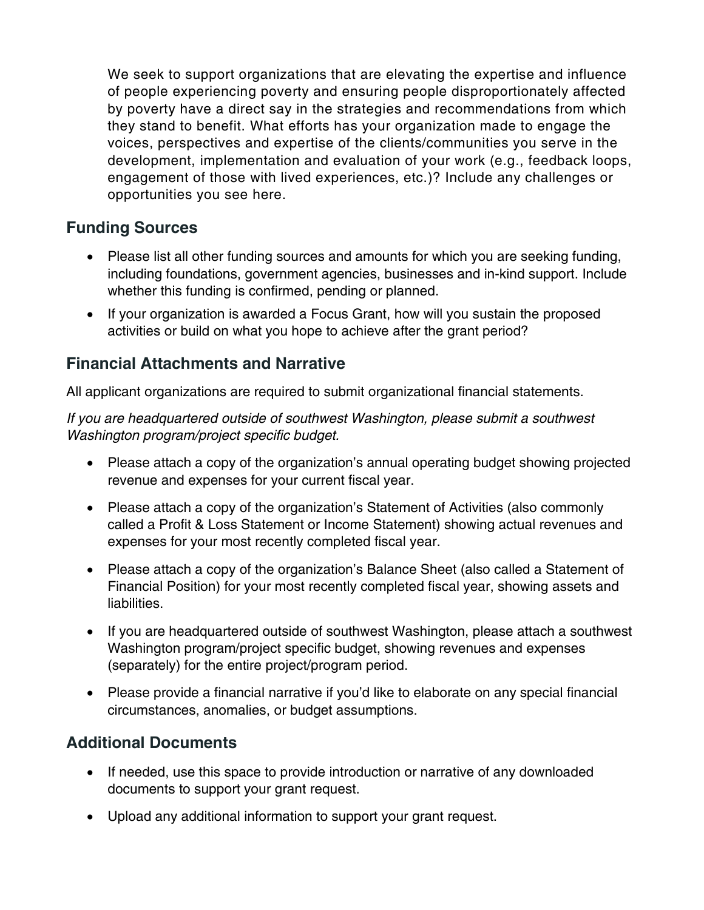We seek to support organizations that are elevating the expertise and influence of people experiencing poverty and ensuring people disproportionately affected by poverty have a direct say in the strategies and recommendations from which they stand to benefit. What efforts has your organization made to engage the voices, perspectives and expertise of the clients/communities you serve in the development, implementation and evaluation of your work (e.g., feedback loops, engagement of those with lived experiences, etc.)? Include any challenges or opportunities you see here.

## Funding Sources

- Please list all other funding sources and amounts for which you are seeking funding, including foundations, government agencies, businesses and in-kind support. Include whether this funding is confirmed, pending or planned.
- If your organization is awarded a Focus Grant, how will you sustain the proposed activities or build on what you hope to achieve after the grant period?

## Financial Attachments and Narrative

All applicant organizations are required to submit organizational financial statements.

*If you are headquartered outside of southwest Washington, please submit a southwest Washington program/project specific budget.*

- Please attach a copy of the organization's annual operating budget showing projected revenue and expenses for your current fiscal year.
- Please attach a copy of the organization's Statement of Activities (also commonly called a Profit & Loss Statement or Income Statement) showing actual revenues and expenses for your most recently completed fiscal year.
- Please attach a copy of the organization's Balance Sheet (also called a Statement of Financial Position) for your most recently completed fiscal year, showing assets and liabilities.
- If you are headquartered outside of southwest Washington, please attach a southwest Washington program/project specific budget, showing revenues and expenses (separately) for the entire project/program period.
- Please provide a financial narrative if you'd like to elaborate on any special financial circumstances, anomalies, or budget assumptions.

## Additional Documents

- If needed, use this space to provide introduction or narrative of any downloaded documents to support your grant request.
- Upload any additional information to support your grant request.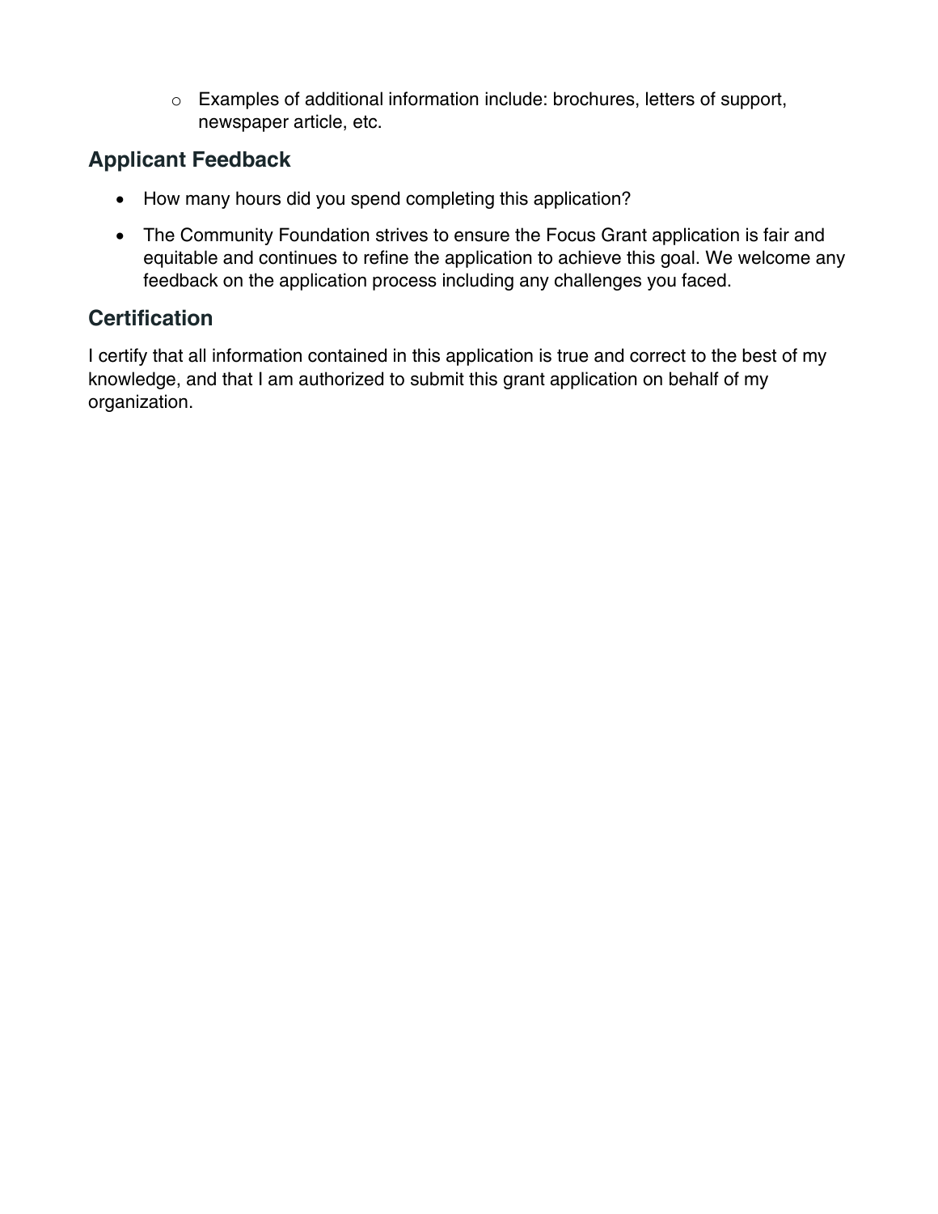- Examples of additional information include: brochures, letters of support, newspaper article, etc.

## Applicant Feedback

- How many hours did you spend completing this application?
- The Community Foundation strives to ensure the Focus Grant application is fair and equitable and continues to refine the application to achieve this goal. We welcome any feedback on the application process including any challenges you faced.

## Certification

I certify that all information contained in this application is true and correct to the best of my knowledge, and that I am authorized to submit this grant application on behalf of my organization.